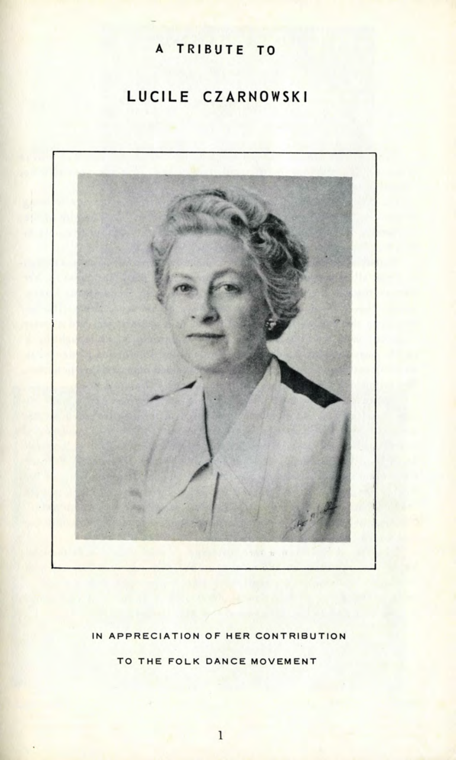# A TRIBUTE TO

# LUCILE CZARNOWSKI

IN APPRECIATION OF HER CONTRIBUTION

TO THE FOLK DANCE MOVEMENT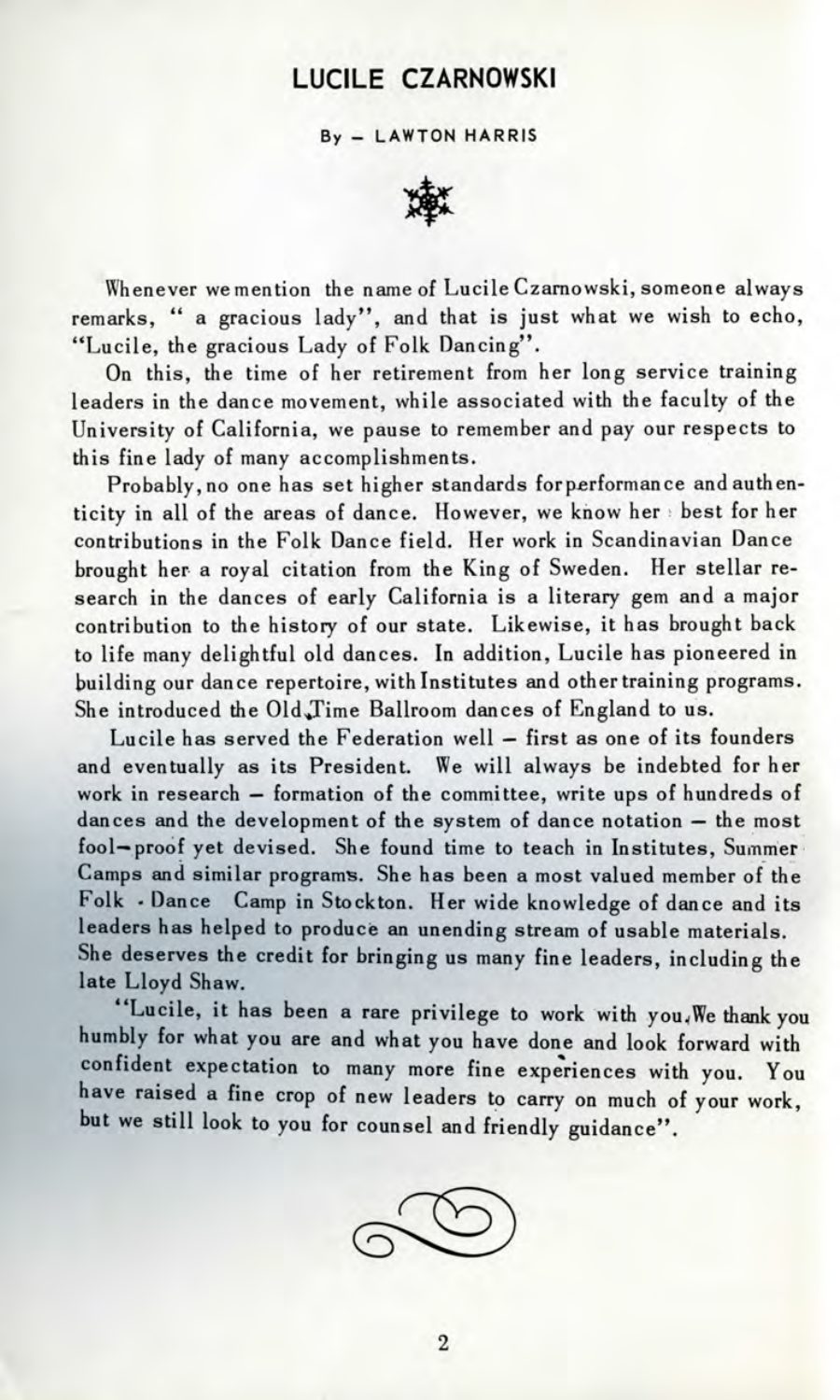# LUCILE CZARNOWSKI

By – LAWTON HARRIS

Whenever we mention the name of Lucile Czarnowski, someone always remarks, " a gracious lady", and that is just what we wish to echo, "Lucile, the gracious Lady of Folk Dancing".

On this, the time of her retirement from her long service training leaders in the dance movement, while associated with the faculty of the University of California, we pause to remember and pay our respects to this fine lady of many accomplishments.

Probably, no one has set higher standards for performance and authenticity in all of the areas of dance. However, we know her best for her contributions in the Folk Dance field. Her work in Scandinavian Dance brought her a royal citation from the King of Sweden. Her stellar research in the dances of early California is a literary gem and a major contribution to the history of our state. Likewise, it has brought back to life many delightful old dances. In addition, Lucile has pioneered in building our dance repertoire, with Institutes and other training programs. She introduced the Old Time Ballroom dances of England to us.

Lucile has served the Federation well – first as one of its founders and eventually as its President. We will always be indebted for her work in research – formation of the committee, write ups of hundreds of dances and the development of the system of dance notation – the most fool-proof yet devised. She found time to teach in Institutes, Summer Camps and similar programs. She has been a most valued member of the Folk - Dance Camp in Stockton. Her wide knowledge of dance and its leaders has helped to produce an unending stream of usable materials. She deserves the credit for bringing us many fine leaders, including the late Lloyd Shaw.

"Lucile, it has been a rare privilege to work with you. We thank you humbly for what you are and what you have done and look forward with confident expectation to many more fine experiences with you. You have raised a fine crop of new leaders to carry on much of your work, but we still look to you for counsel and friendly guidance".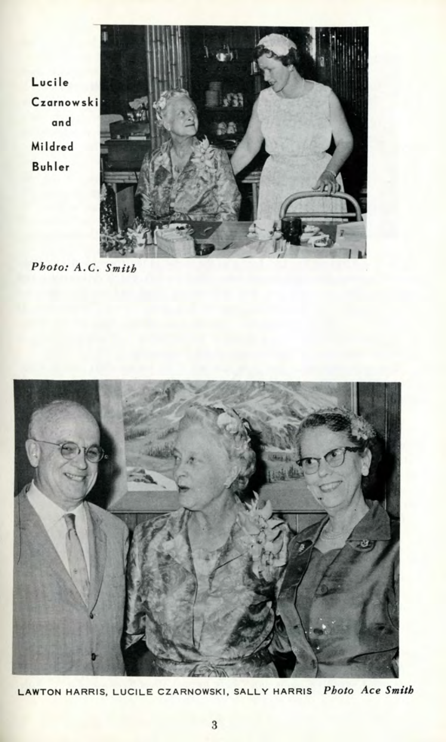Lucile Czarnowski and Mildred Buhler

*Photo: A.C. Smith*

LAWTON HARRIS, LUCILE CZARNOWSKI, SALLY HARRIS *Photo Ace Smith*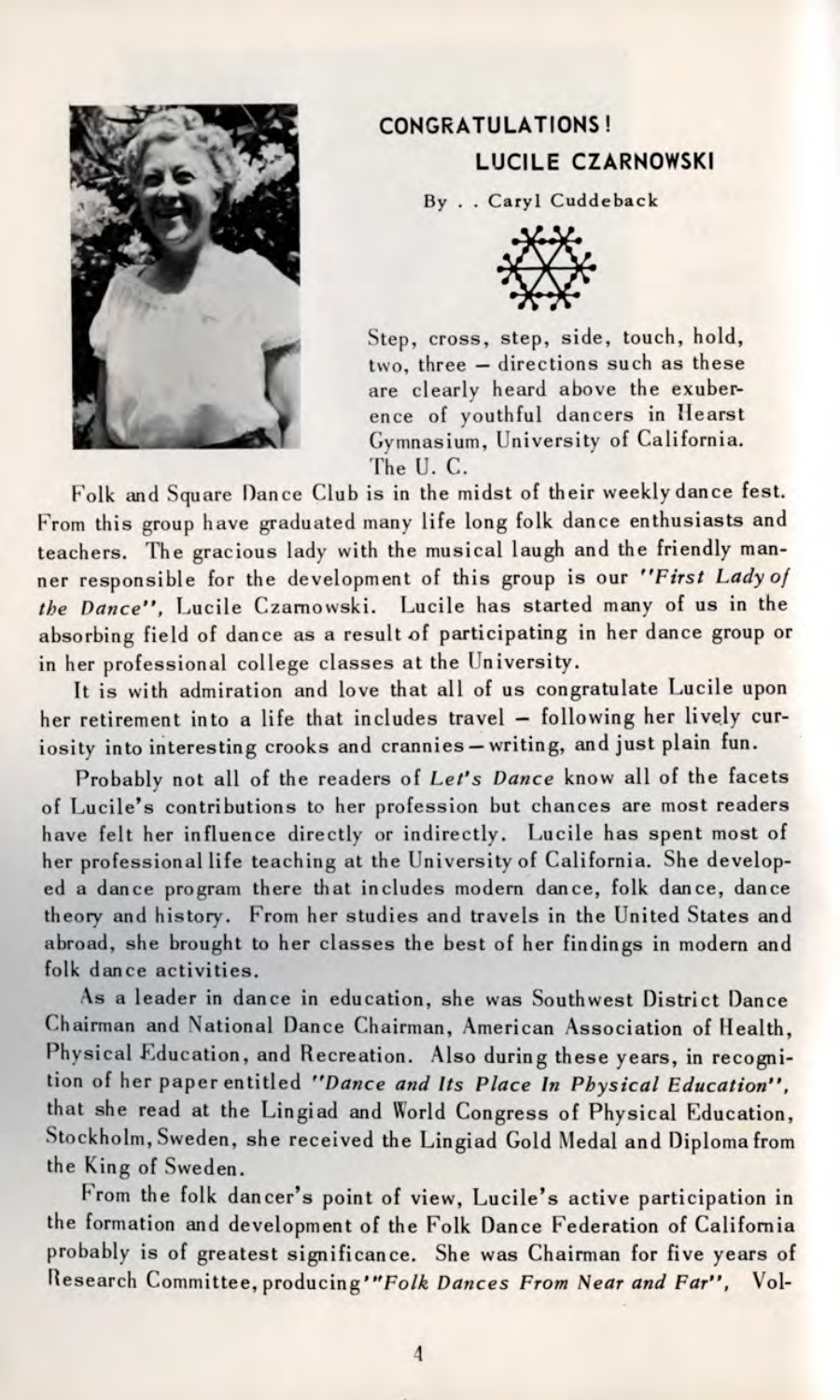**CONGRATULATIONS!**

**LUCILE CZARNOWSKI**

By . . Caryl Cuddeback

Step, cross, step, side, touch, hold, two, three – directions such as these are clearly heard above the exuberence of youthful dancers in Hearst Gymnasium, University of California. The U. C. Folk and Square Dance Club is in the midst of their weekly dance fest. From this group have graduated many life long folk dance enthusiasts and teachers. The gracious lady with the musical laugh and the friendly manner responsible for the development of this group is our *"First Lady of the Dance"*, Lucile Czarnowski. Lucile has started many of us in the absorbing field of dance as a result of participating in her dance group or in her professional college classes at the University.

It is with admiration and love that all of us congratulate Lucile upon her retirement into a life that includes travel – following her lively curiosity into interesting crooks and crannies – writing, and just plain fun.

Probably not all of the readers of *Let's Dance* know all of the facets of Lucile's contributions to her profession but chances are most readers have felt her influence directly or indirectly. Lucile has spent most of her professional life teaching at the University of California. She developed a dance program there that includes modern dance, folk dance, dance theory and history. From her studies and travels in the United States and abroad, she brought to her classes the best of her findings in modern and folk dance activities.

As a leader in dance in education, she was Southwest District Dance Chairman and National Dance Chairman, American Association of Health, Physical Education, and Recreation. Also during these years, in recognition of her paper entitled *"Dance and Its Place In Physical Education"*, that she read at the Lingiad and World Congress of Physical Education, Stockholm, Sweden, she received the Lingiad Gold Medal and Diploma from the King of Sweden.

From the folk dancer's point of view, Lucile's active participation in the formation and development of the Folk Dance Federation of California probably is of greatest significance. She was Chairman for five years of Research Committee, producing *"Folk Dances From Near and Far"*, Vol-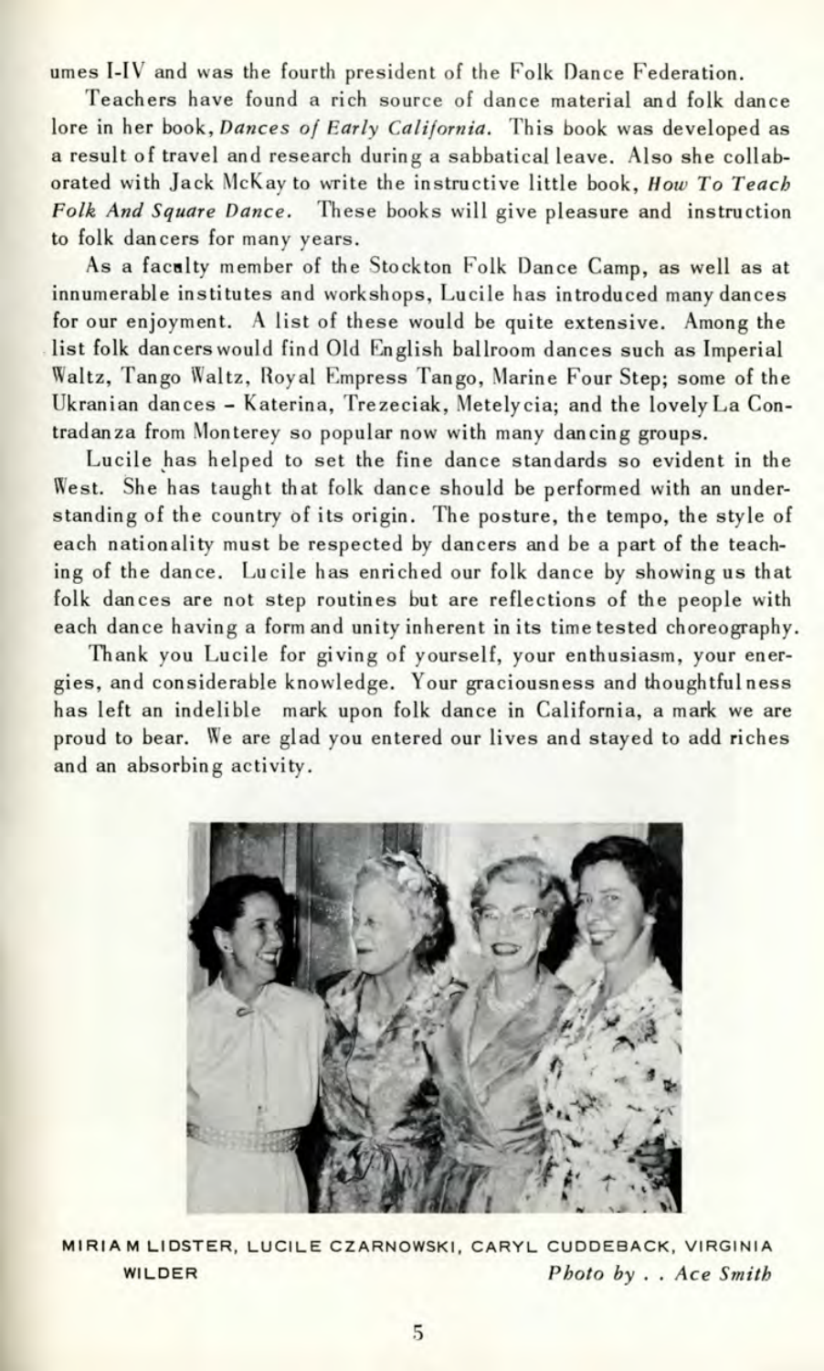umes I-IV and was the fourth president of the Folk Dance Federation.

Teachers have found a rich source of dance material and folk dance lore in her book, *Dances of Early California*. This book was developed as a result of travel and research during a sabbatical leave. Also she collaborated with Jack McKay to write the instructive little book, ***How To Teach Folk And Square Dance***. These books will give pleasure and instruction to folk dancers for many years.

As a facalty member of the Stockton Folk Dance Camp, as well as at innumerable institutes and workshops, Lucile has introduced many dances for our enjoyment. A list of these would be quite extensive. Among the list folk dancers would find Old English ballroom dances such as Imperial Waltz, Tango Waltz, Royal Empress Tango, Marine Four Step; some of the Ukranian dances - Katerina, Trezeciak, Metelycia; and the lovely La Contradanza from Monterey so popular now with many dancing groups.

Lucile has helped to set the fine dance standards so evident in the West. She has taught that folk dance should be performed with an understanding of the country of its origin. The posture, the tempo, the style of each nationality must be respected by dancers and be a part of the teaching of the dance. Lucile has enriched our folk dance by showing us that folk dances are not step routines but are reflections of the people with each dance having a form and unity inherent in its time tested choreography.

Thank you Lucile for giving of yourself, your enthusiasm, your energies, and considerable knowledge. Your graciousness and thoughtfulness has left an indelible mark upon folk dance in California, a mark we are proud to bear. We are glad you entered our lives and stayed to add riches and an absorbing activity.

MIRIAM LIDSTER, LUCILE CZARNOWSKI, CARYL CUDDEBACK, VIRGINIA WILDER *Photo by . . Ace Smith*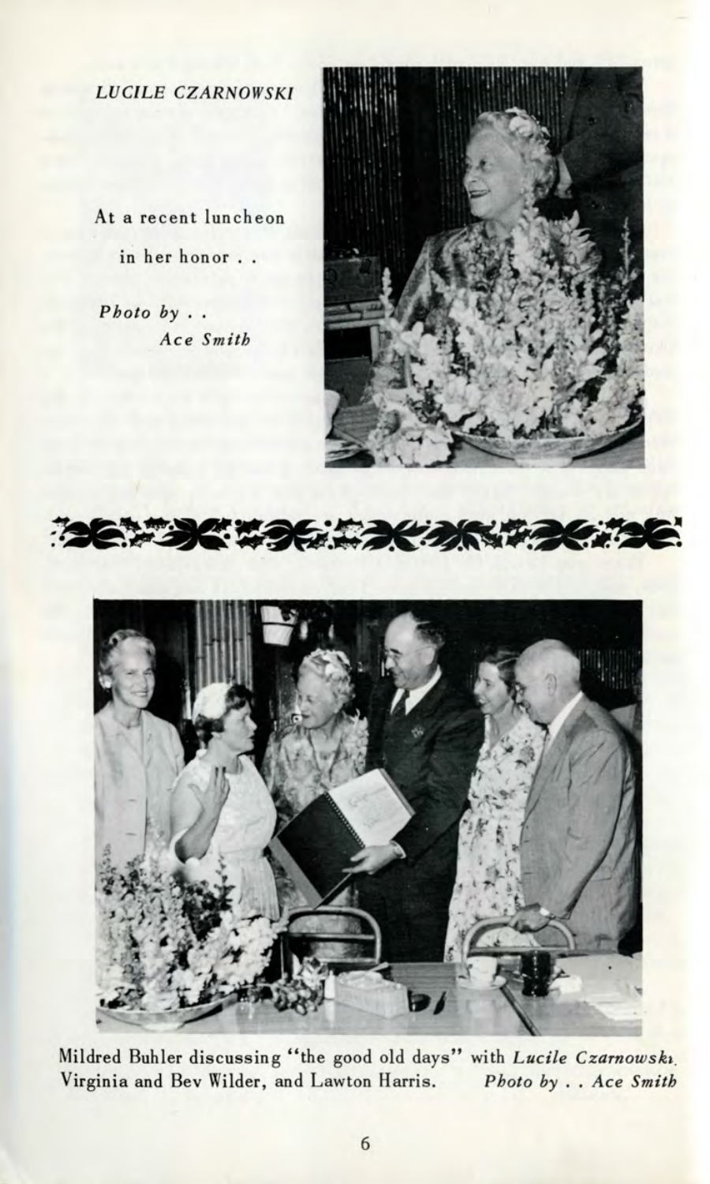*LUCILE CZARNOWSKI*

At a recent luncheon in her honor . .

*Photo by . . Ace Smith*

Mildred Buhler discussing "the good old days" with *Lucile Czarnowski*, Virginia and Bev Wilder, and Lawton Harris. *Photo by . . Ace Smith*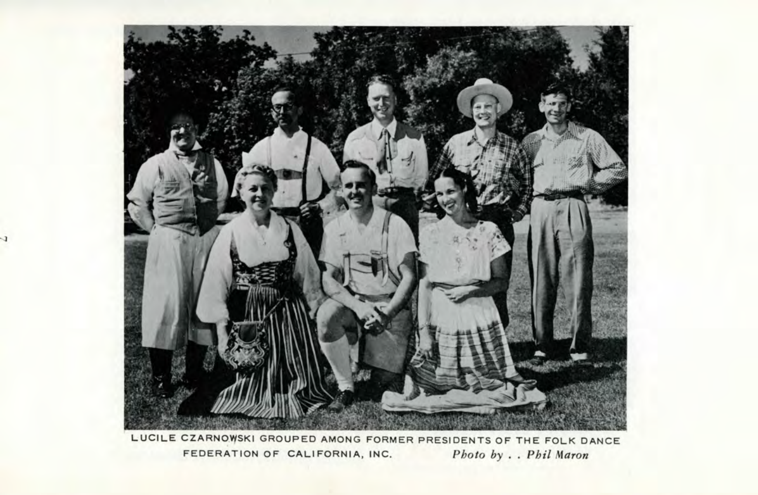LUCILE CZARNOWSKI GROUPED AMONG FORMER PRESIDENTS OF THE FOLK DANCE FEDERATION OF CALIFORNIA, INC. *Photo by . . Phil Maron*